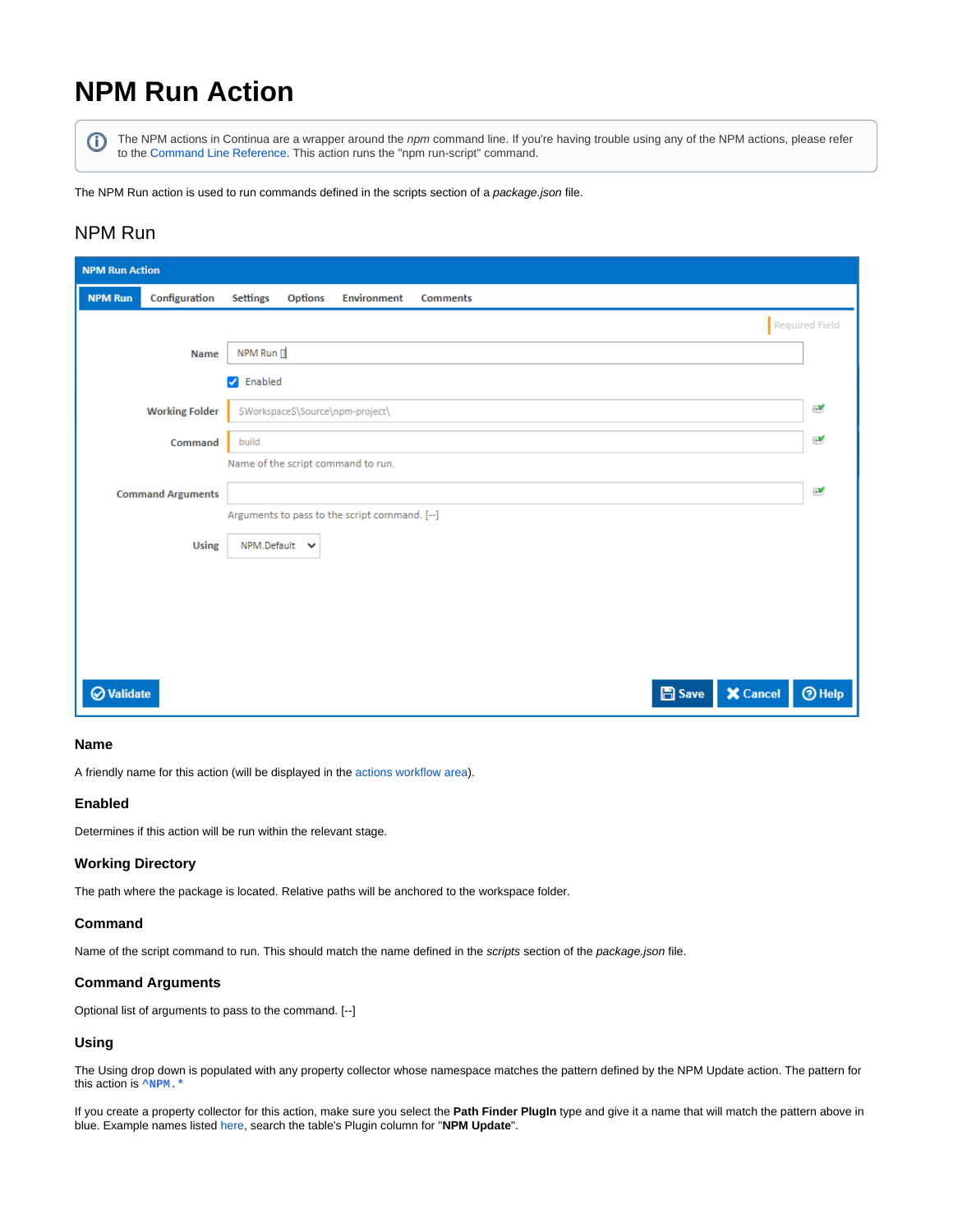# NPM Run Action

> The NPM actions in Continua are a wrapper around the *npm* command line. If you're having trouble using any of the NPM actions, please refer to the Command Line Reference. This action runs the "npm run-script" command.

The NPM Run action is used to run commands defined in the scripts section of a *package.json* file.

## NPM Run

### Name

A friendly name for this action (will be displayed in the actions workflow area).

### Enabled

Determines if this action will be run within the relevant stage.

### Working Directory

The path where the package is located. Relative paths will be anchored to the workspace folder.

### Command

Name of the script command to run. This should match the name defined in the *scripts* section of the *package.json* file.

### Command Arguments

Optional list of arguments to pass to the command. [--]

### Using

The Using drop down is populated with any property collector whose namespace matches the pattern defined by the NPM Update action. The pattern for this action is `^NPM.*`

If you create a property collector for this action, make sure you select the **Path Finder PlugIn** type and give it a name that will match the pattern above in blue. Example names listed here, search the table's Plugin column for "**NPM Update**".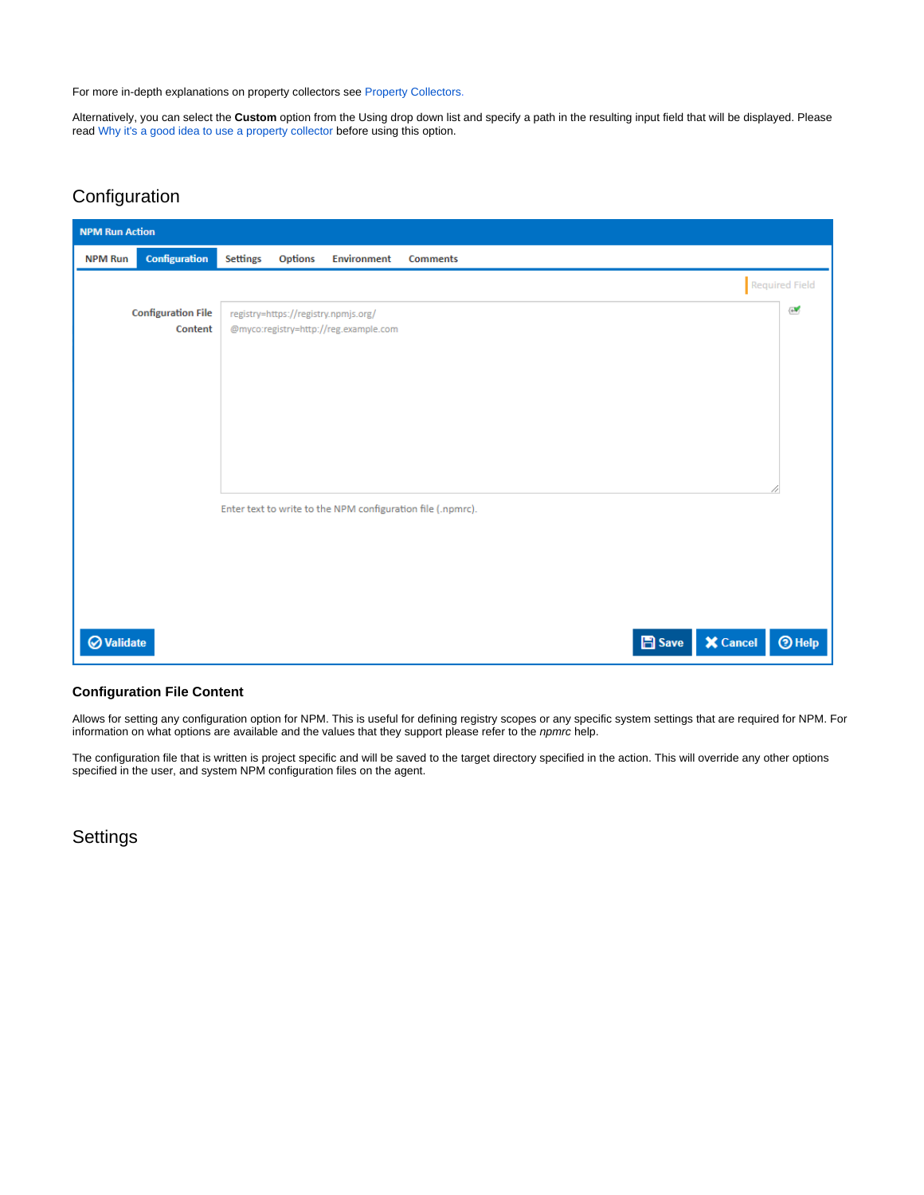For more in-depth explanations on property collectors see Property Collectors.

Alternatively, you can select the **Custom** option from the Using drop down list and specify a path in the resulting input field that will be displayed. Please read Why it's a good idea to use a property collector before using this option.

## Configuration

NPM Run Action

NPM Run | Configuration | Settings | Options | Environment | Comments

Required Field

Configuration File Content

```
registry=https://registry.npmjs.org/
@myco:registry=http://reg.example.com
```

Enter text to write to the NPM configuration file (.npmrc).

Validate | Save | Cancel | Help

### Configuration File Content

Allows for setting any configuration option for NPM. This is useful for defining registry scopes or any specific system settings that are required for NPM. For information on what options are available and the values that they support please refer to the *npmrc* help.

The configuration file that is written is project specific and will be saved to the target directory specified in the action. This will override any other options specified in the user, and system NPM configuration files on the agent.

## Settings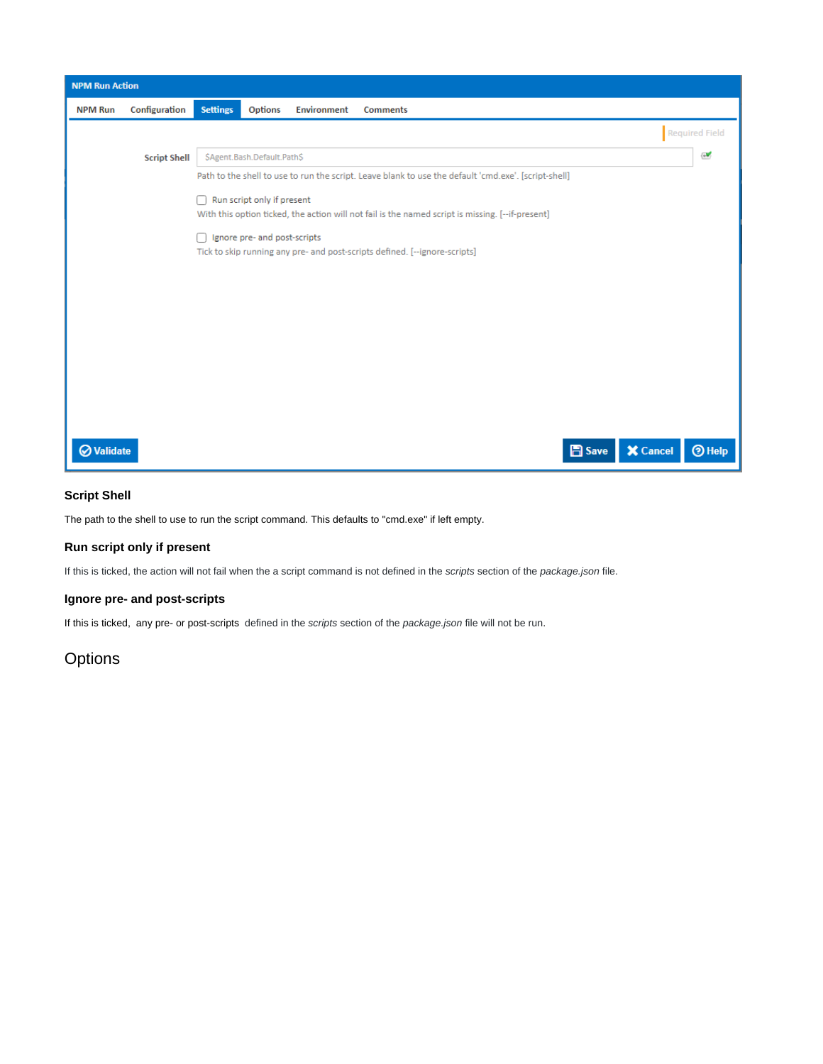### Script Shell

The path to the shell to use to run the script command. This defaults to "cmd.exe" if left empty.

### Run script only if present

If this is ticked, the action will not fail when the a script command is not defined in the *scripts* section of the *package.json* file.

### Ignore pre- and post-scripts

If this is ticked, any pre- or post-scripts defined in the *scripts* section of the *package.json* file will not be run.

## Options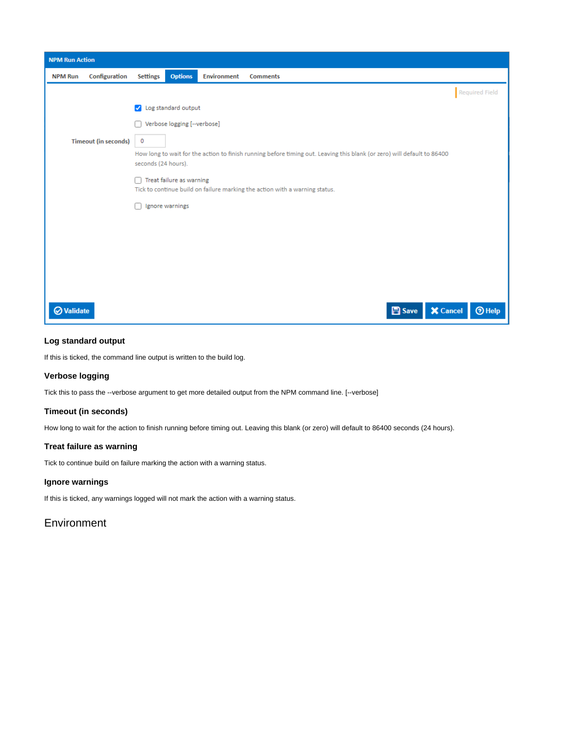### Log standard output

If this is ticked, the command line output is written to the build log.

### Verbose logging

Tick this to pass the --verbose argument to get more detailed output from the NPM command line. [--verbose]

### Timeout (in seconds)

How long to wait for the action to finish running before timing out. Leaving this blank (or zero) will default to 86400 seconds (24 hours).

### Treat failure as warning

Tick to continue build on failure marking the action with a warning status.

### Ignore warnings

If this is ticked, any warnings logged will not mark the action with a warning status.

## Environment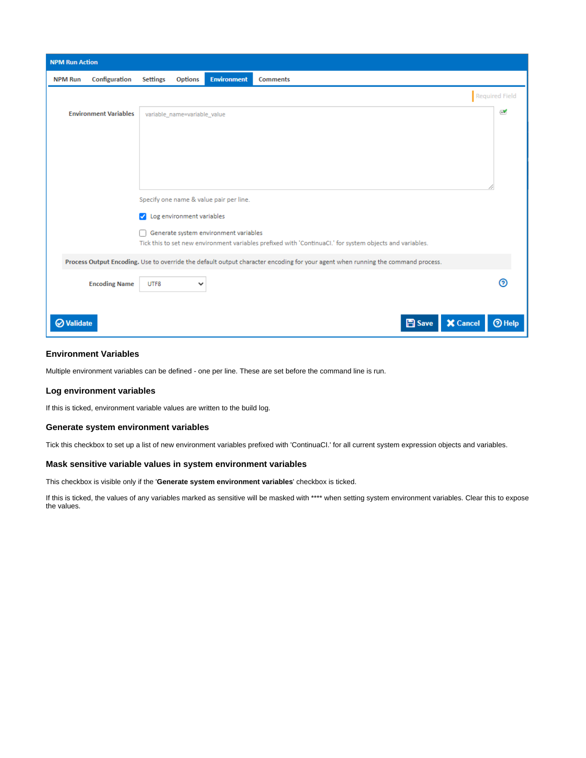NPM Run Action

NPM Run | Configuration | Settings | Options | Environment | Comments

Required Field

Environment Variables

variable_name=variable_value

Specify one name & value pair per line.

Log environment variables

Generate system environment variables

Tick this to set new environment variables prefixed with 'ContinuaCI.' for system objects and variables.

**Process Output Encoding.** Use to override the default output character encoding for your agent when running the command process.

Encoding Name: UTF8

Validate | Save | Cancel | Help

### Environment Variables

Multiple environment variables can be defined - one per line. These are set before the command line is run.

### Log environment variables

If this is ticked, environment variable values are written to the build log.

### Generate system environment variables

Tick this checkbox to set up a list of new environment variables prefixed with 'ContinuaCI.' for all current system expression objects and variables.

### Mask sensitive variable values in system environment variables

This checkbox is visible only if the '**Generate system environment variables**' checkbox is ticked.

If this is ticked, the values of any variables marked as sensitive will be masked with **** when setting system environment variables. Clear this to expose the values.